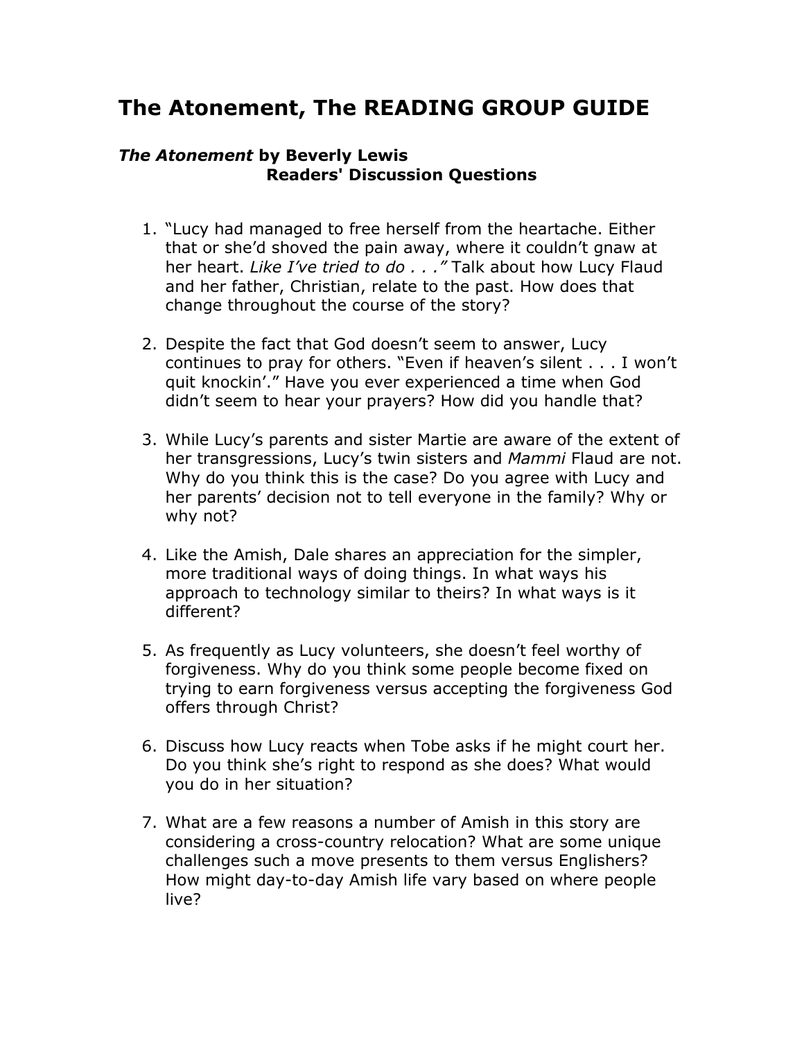# The Atonement, The READING GROUP GUIDE

### *The Atonement* by Beverly Lewis

**Readers' Discussion Questions**

1. "Lucy had managed to free herself from the heartache. Either that or she'd shoved the pain away, where it couldn't gnaw at her heart. *Like I've tried to do . . ."* Talk about how Lucy Flaud and her father, Christian, relate to the past. How does that change throughout the course of the story?

2. Despite the fact that God doesn't seem to answer, Lucy continues to pray for others. "Even if heaven's silent . . . I won't quit knockin'." Have you ever experienced a time when God didn't seem to hear your prayers? How did you handle that?

3. While Lucy's parents and sister Martie are aware of the extent of her transgressions, Lucy's twin sisters and *Mammi* Flaud are not. Why do you think this is the case? Do you agree with Lucy and her parents' decision not to tell everyone in the family? Why or why not?

4. Like the Amish, Dale shares an appreciation for the simpler, more traditional ways of doing things. In what ways his approach to technology similar to theirs? In what ways is it different?

5. As frequently as Lucy volunteers, she doesn't feel worthy of forgiveness. Why do you think some people become fixed on trying to earn forgiveness versus accepting the forgiveness God offers through Christ?

6. Discuss how Lucy reacts when Tobe asks if he might court her. Do you think she's right to respond as she does? What would you do in her situation?

7. What are a few reasons a number of Amish in this story are considering a cross-country relocation? What are some unique challenges such a move presents to them versus Englishers? How might day-to-day Amish life vary based on where people live?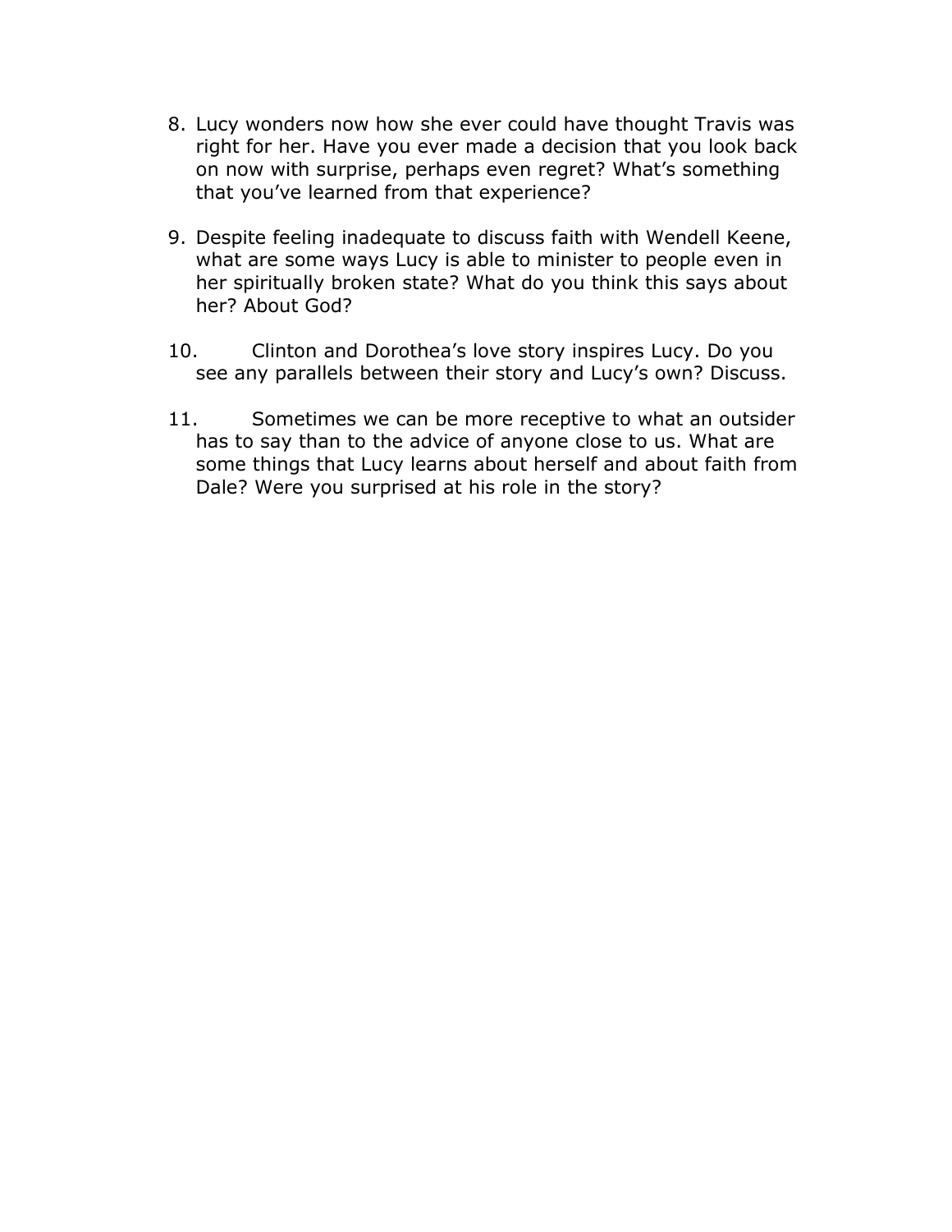8. Lucy wonders now how she ever could have thought Travis was right for her. Have you ever made a decision that you look back on now with surprise, perhaps even regret? What's something that you've learned from that experience?

9. Despite feeling inadequate to discuss faith with Wendell Keene, what are some ways Lucy is able to minister to people even in her spiritually broken state? What do you think this says about her? About God?

10. Clinton and Dorothea's love story inspires Lucy. Do you see any parallels between their story and Lucy's own? Discuss.

11. Sometimes we can be more receptive to what an outsider has to say than to the advice of anyone close to us. What are some things that Lucy learns about herself and about faith from Dale? Were you surprised at his role in the story?